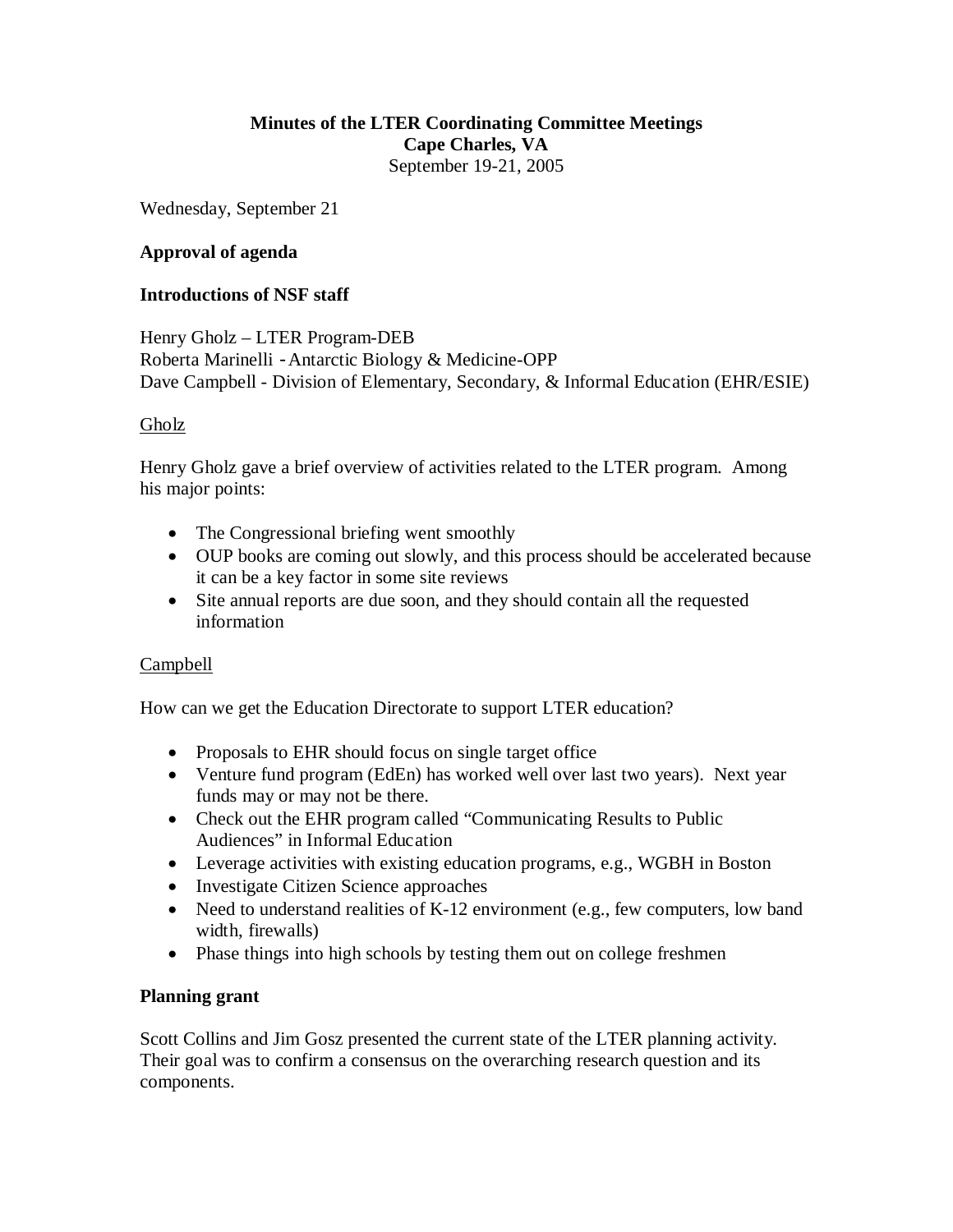**Minutes of the LTER Coordinating Committee Meetings**
**Cape Charles, VA**
September 19-21, 2005

Wednesday, September 21

**Approval of agenda**

**Introductions of NSF staff**

Henry Gholz – LTER Program-DEB
Roberta Marinelli - Antarctic Biology & Medicine-OPP
Dave Campbell - Division of Elementary, Secondary, & Informal Education (EHR/ESIE)

<u>Gholz</u>

Henry Gholz gave a brief overview of activities related to the LTER program. Among his major points:

- The Congressional briefing went smoothly
- OUP books are coming out slowly, and this process should be accelerated because it can be a key factor in some site reviews
- Site annual reports are due soon, and they should contain all the requested information

<u>Campbell</u>

How can we get the Education Directorate to support LTER education?

- Proposals to EHR should focus on single target office
- Venture fund program (EdEn) has worked well over last two years). Next year funds may or may not be there.
- Check out the EHR program called "Communicating Results to Public Audiences" in Informal Education
- Leverage activities with existing education programs, e.g., WGBH in Boston
- Investigate Citizen Science approaches
- Need to understand realities of K-12 environment (e.g., few computers, low band width, firewalls)
- Phase things into high schools by testing them out on college freshmen

**Planning grant**

Scott Collins and Jim Gosz presented the current state of the LTER planning activity. Their goal was to confirm a consensus on the overarching research question and its components.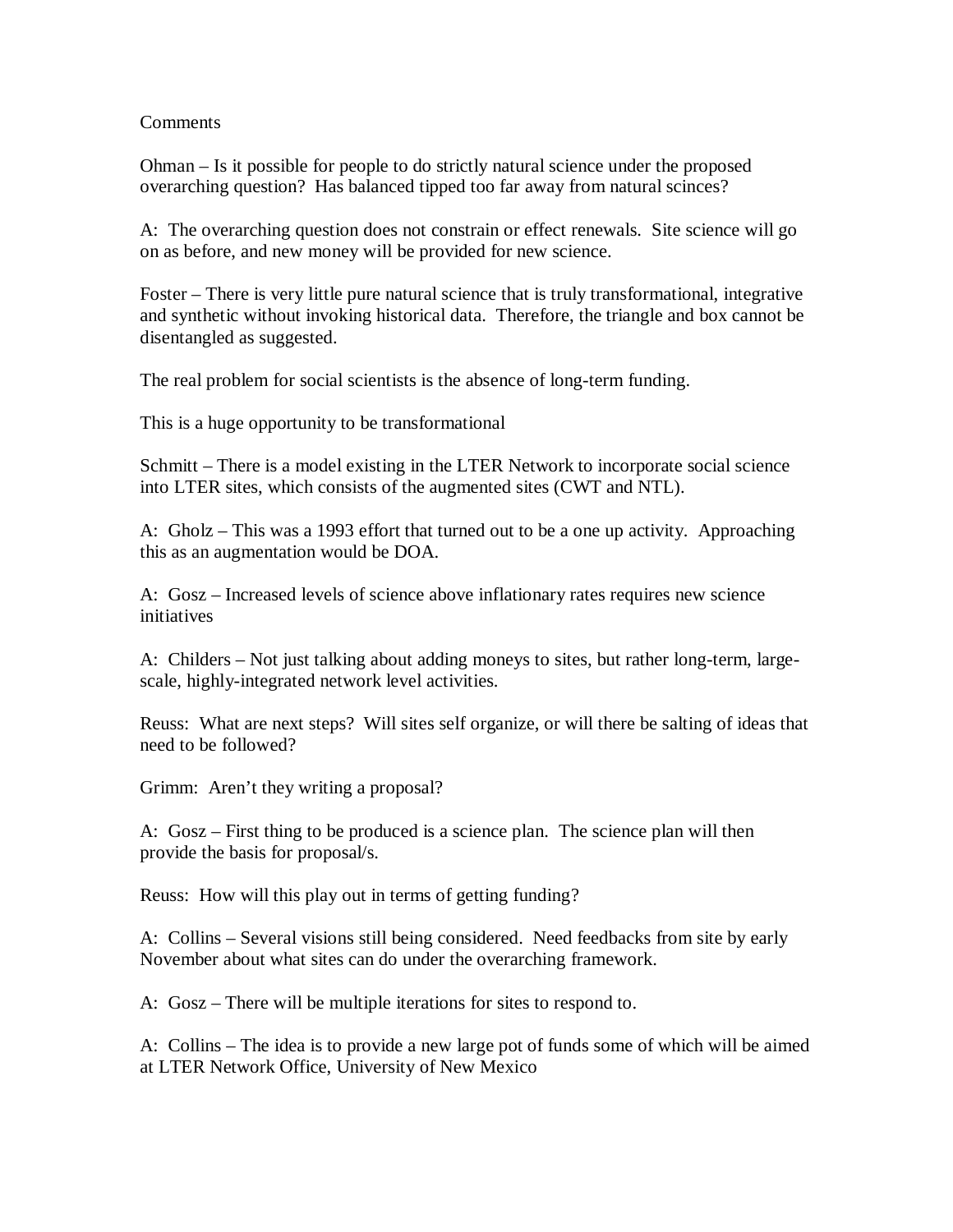Comments

Ohman – Is it possible for people to do strictly natural science under the proposed overarching question? Has balanced tipped too far away from natural scinces?

A: The overarching question does not constrain or effect renewals. Site science will go on as before, and new money will be provided for new science.

Foster – There is very little pure natural science that is truly transformational, integrative and synthetic without invoking historical data. Therefore, the triangle and box cannot be disentangled as suggested.

The real problem for social scientists is the absence of long-term funding.

This is a huge opportunity to be transformational

Schmitt – There is a model existing in the LTER Network to incorporate social science into LTER sites, which consists of the augmented sites (CWT and NTL).

A: Gholz – This was a 1993 effort that turned out to be a one up activity. Approaching this as an augmentation would be DOA.

A: Gosz – Increased levels of science above inflationary rates requires new science initiatives

A: Childers – Not just talking about adding moneys to sites, but rather long-term, large-scale, highly-integrated network level activities.

Reuss: What are next steps? Will sites self organize, or will there be salting of ideas that need to be followed?

Grimm: Aren't they writing a proposal?

A: Gosz – First thing to be produced is a science plan. The science plan will then provide the basis for proposal/s.

Reuss: How will this play out in terms of getting funding?

A: Collins – Several visions still being considered. Need feedbacks from site by early November about what sites can do under the overarching framework.

A: Gosz – There will be multiple iterations for sites to respond to.

A: Collins – The idea is to provide a new large pot of funds some of which will be aimed at LTER Network Office, University of New Mexico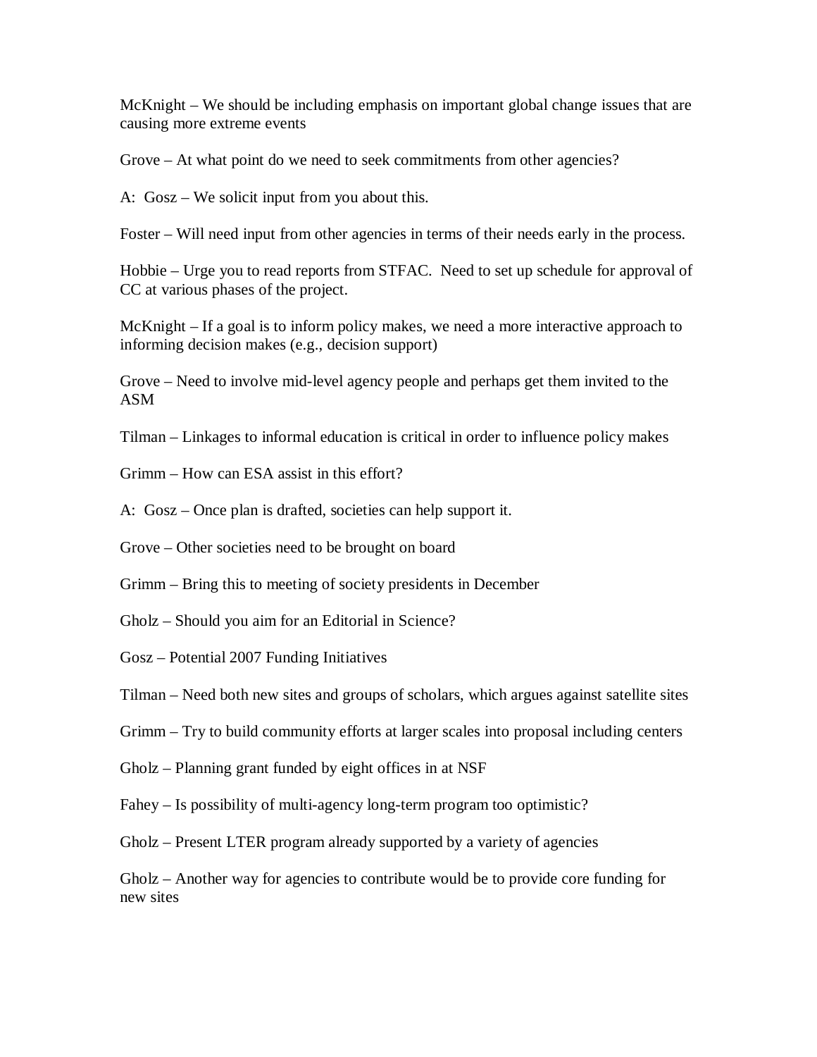McKnight – We should be including emphasis on important global change issues that are causing more extreme events

Grove – At what point do we need to seek commitments from other agencies?

A:  Gosz – We solicit input from you about this.

Foster – Will need input from other agencies in terms of their needs early in the process.

Hobbie – Urge you to read reports from STFAC.  Need to set up schedule for approval of CC at various phases of the project.

McKnight – If a goal is to inform policy makes, we need a more interactive approach to informing decision makes (e.g., decision support)

Grove – Need to involve mid-level agency people and perhaps get them invited to the ASM

Tilman – Linkages to informal education is critical in order to influence policy makes

Grimm – How can ESA assist in this effort?

A:  Gosz – Once plan is drafted, societies can help support it.

Grove – Other societies need to be brought on board

Grimm – Bring this to meeting of society presidents in December

Gholz – Should you aim for an Editorial in Science?

Gosz – Potential 2007 Funding Initiatives

Tilman – Need both new sites and groups of scholars, which argues against satellite sites

Grimm – Try to build community efforts at larger scales into proposal including centers

Gholz – Planning grant funded by eight offices in at NSF

Fahey – Is possibility of multi-agency long-term program too optimistic?

Gholz – Present LTER program already supported by a variety of agencies

Gholz – Another way for agencies to contribute would be to provide core funding for new sites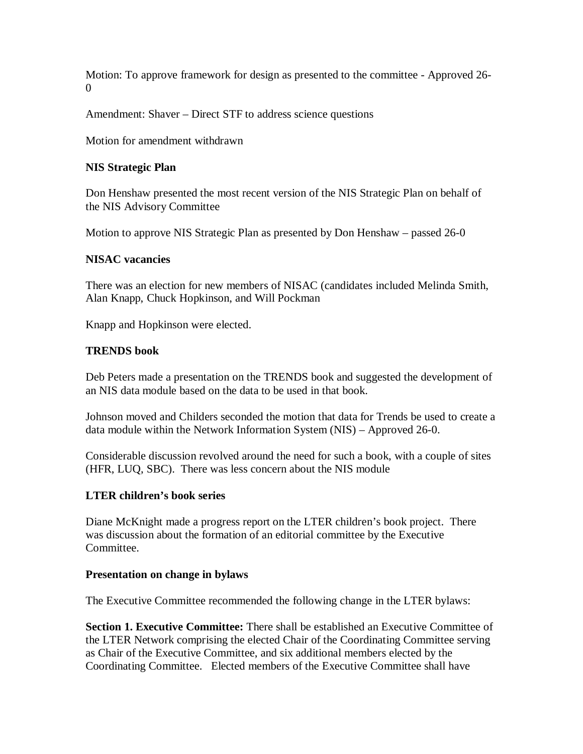Motion: To approve framework for design as presented to the committee - Approved 26-0

Amendment: Shaver – Direct STF to address science questions

Motion for amendment withdrawn

**NIS Strategic Plan**

Don Henshaw presented the most recent version of the NIS Strategic Plan on behalf of the NIS Advisory Committee

Motion to approve NIS Strategic Plan as presented by Don Henshaw – passed 26-0

**NISAC vacancies**

There was an election for new members of NISAC (candidates included Melinda Smith, Alan Knapp, Chuck Hopkinson, and Will Pockman

Knapp and Hopkinson were elected.

**TRENDS book**

Deb Peters made a presentation on the TRENDS book and suggested the development of an NIS data module based on the data to be used in that book.

Johnson moved and Childers seconded the motion that data for Trends be used to create a data module within the Network Information System (NIS) – Approved 26-0.

Considerable discussion revolved around the need for such a book, with a couple of sites (HFR, LUQ, SBC). There was less concern about the NIS module

**LTER children's book series**

Diane McKnight made a progress report on the LTER children's book project. There was discussion about the formation of an editorial committee by the Executive Committee.

**Presentation on change in bylaws**

The Executive Committee recommended the following change in the LTER bylaws:

**Section 1. Executive Committee:** There shall be established an Executive Committee of the LTER Network comprising the elected Chair of the Coordinating Committee serving as Chair of the Executive Committee, and six additional members elected by the Coordinating Committee. Elected members of the Executive Committee shall have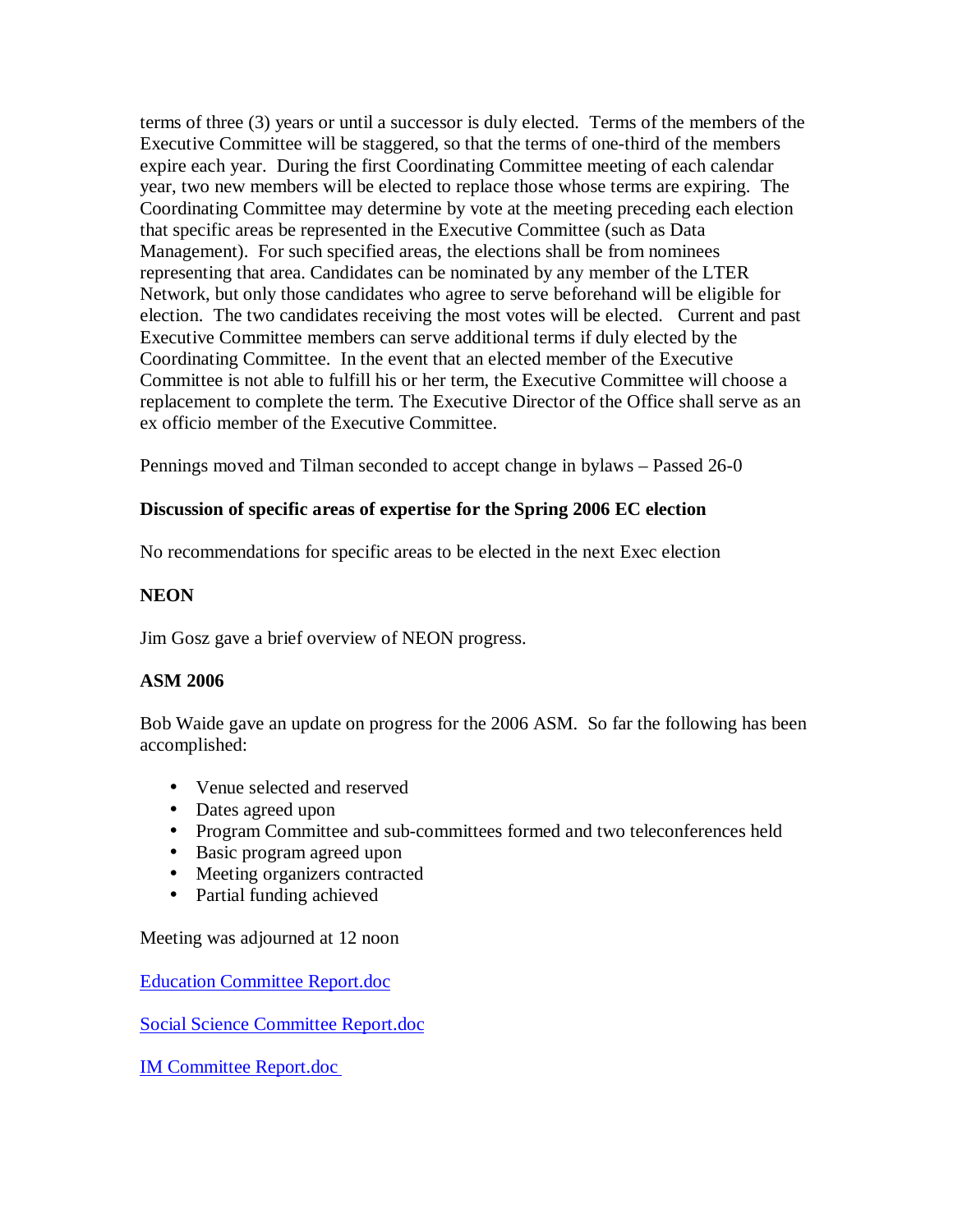terms of three (3) years or until a successor is duly elected. Terms of the members of the Executive Committee will be staggered, so that the terms of one-third of the members expire each year. During the first Coordinating Committee meeting of each calendar year, two new members will be elected to replace those whose terms are expiring. The Coordinating Committee may determine by vote at the meeting preceding each election that specific areas be represented in the Executive Committee (such as Data Management). For such specified areas, the elections shall be from nominees representing that area. Candidates can be nominated by any member of the LTER Network, but only those candidates who agree to serve beforehand will be eligible for election. The two candidates receiving the most votes will be elected. Current and past Executive Committee members can serve additional terms if duly elected by the Coordinating Committee. In the event that an elected member of the Executive Committee is not able to fulfill his or her term, the Executive Committee will choose a replacement to complete the term. The Executive Director of the Office shall serve as an ex officio member of the Executive Committee.

Pennings moved and Tilman seconded to accept change in bylaws – Passed 26-0

**Discussion of specific areas of expertise for the Spring 2006 EC election**

No recommendations for specific areas to be elected in the next Exec election

**NEON**

Jim Gosz gave a brief overview of NEON progress.

**ASM 2006**

Bob Waide gave an update on progress for the 2006 ASM. So far the following has been accomplished:

- Venue selected and reserved
- Dates agreed upon
- Program Committee and sub-committees formed and two teleconferences held
- Basic program agreed upon
- Meeting organizers contracted
- Partial funding achieved

Meeting was adjourned at 12 noon

Education Committee Report.doc

Social Science Committee Report.doc

IM Committee Report.doc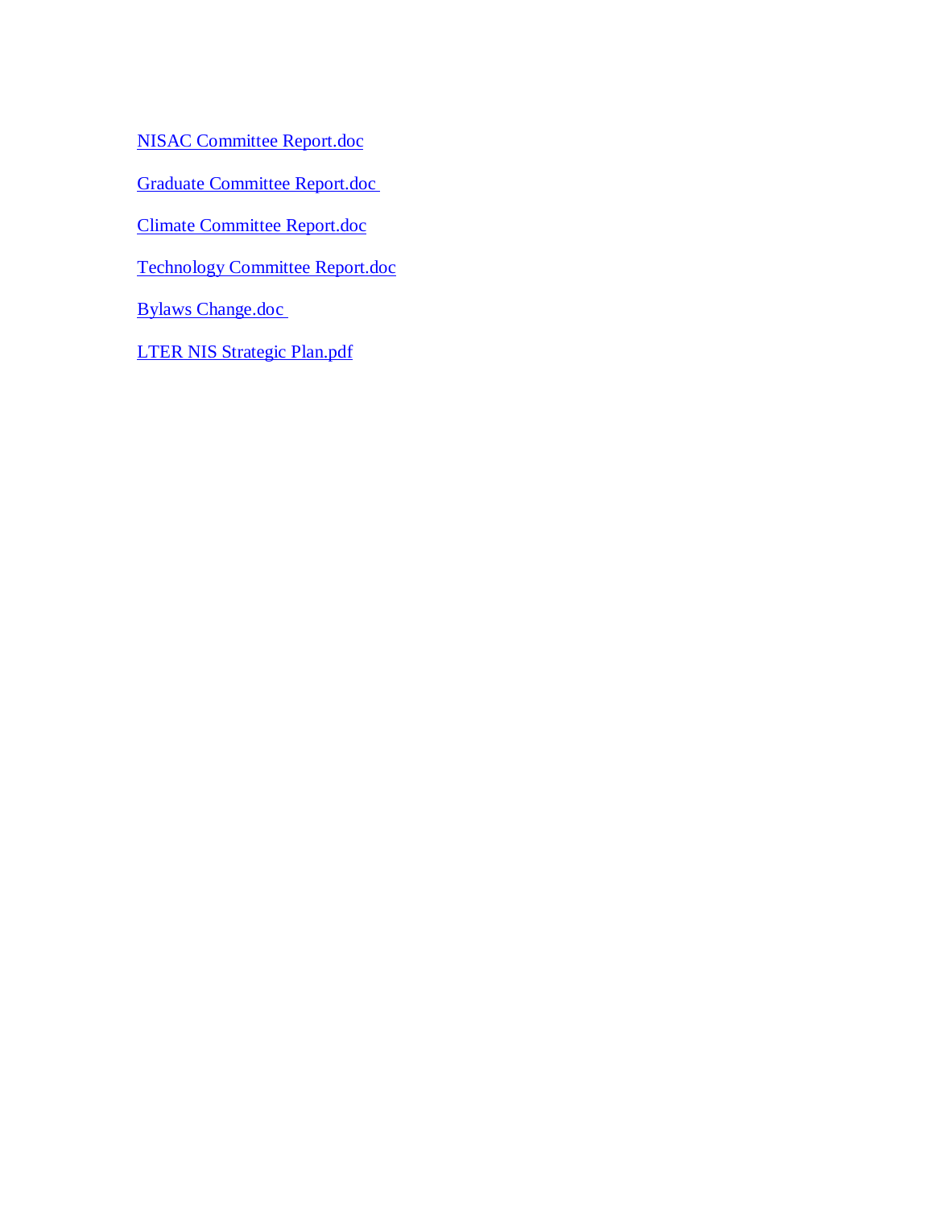NISAC Committee Report.doc

Graduate Committee Report.doc

Climate Committee Report.doc

Technology Committee Report.doc

Bylaws Change.doc

LTER NIS Strategic Plan.pdf